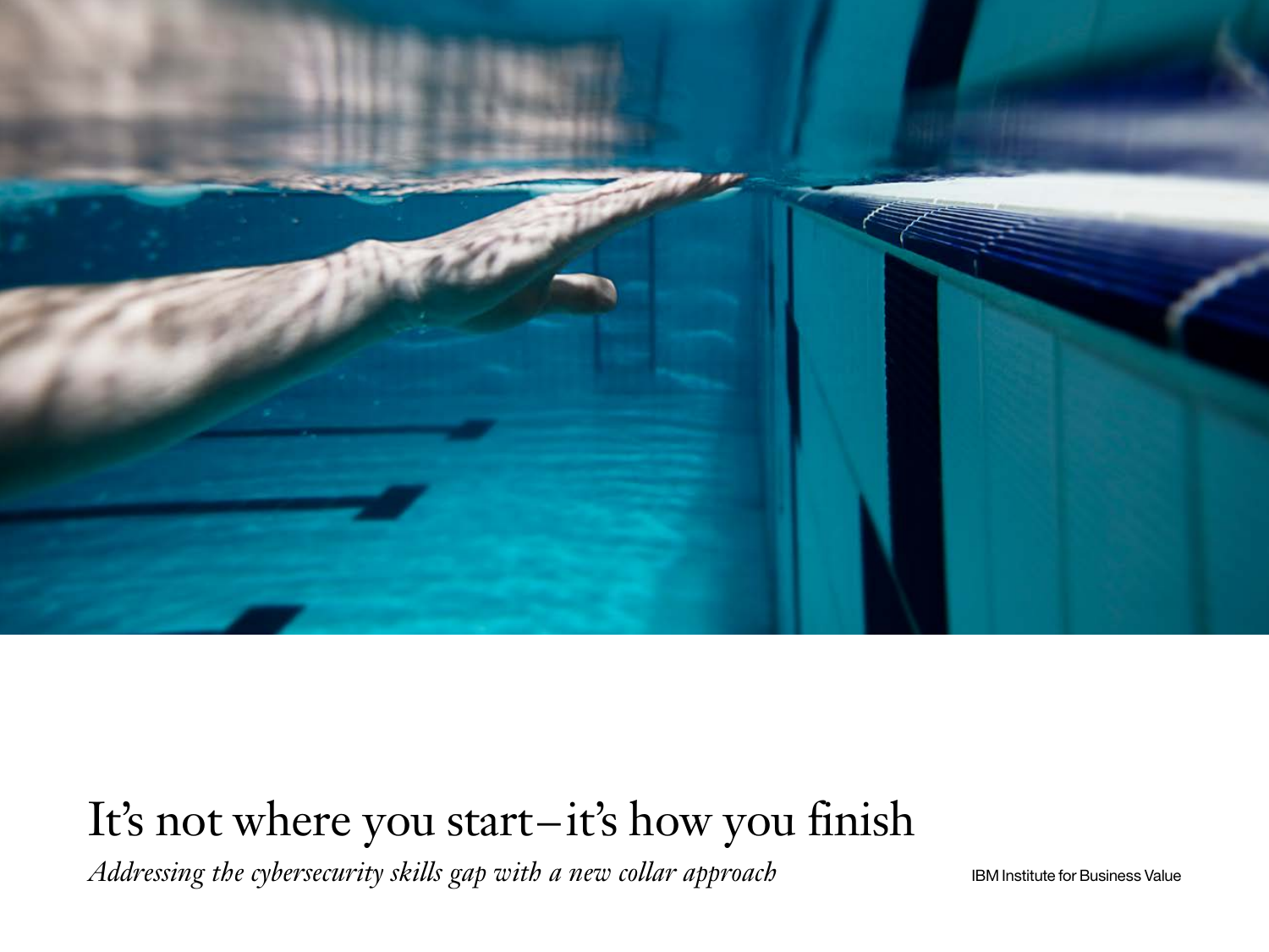# It's not where you start–it's how you finish

*Addressing the cybersecurity skills gap with a new collar approach*

IBM Institute for Business Value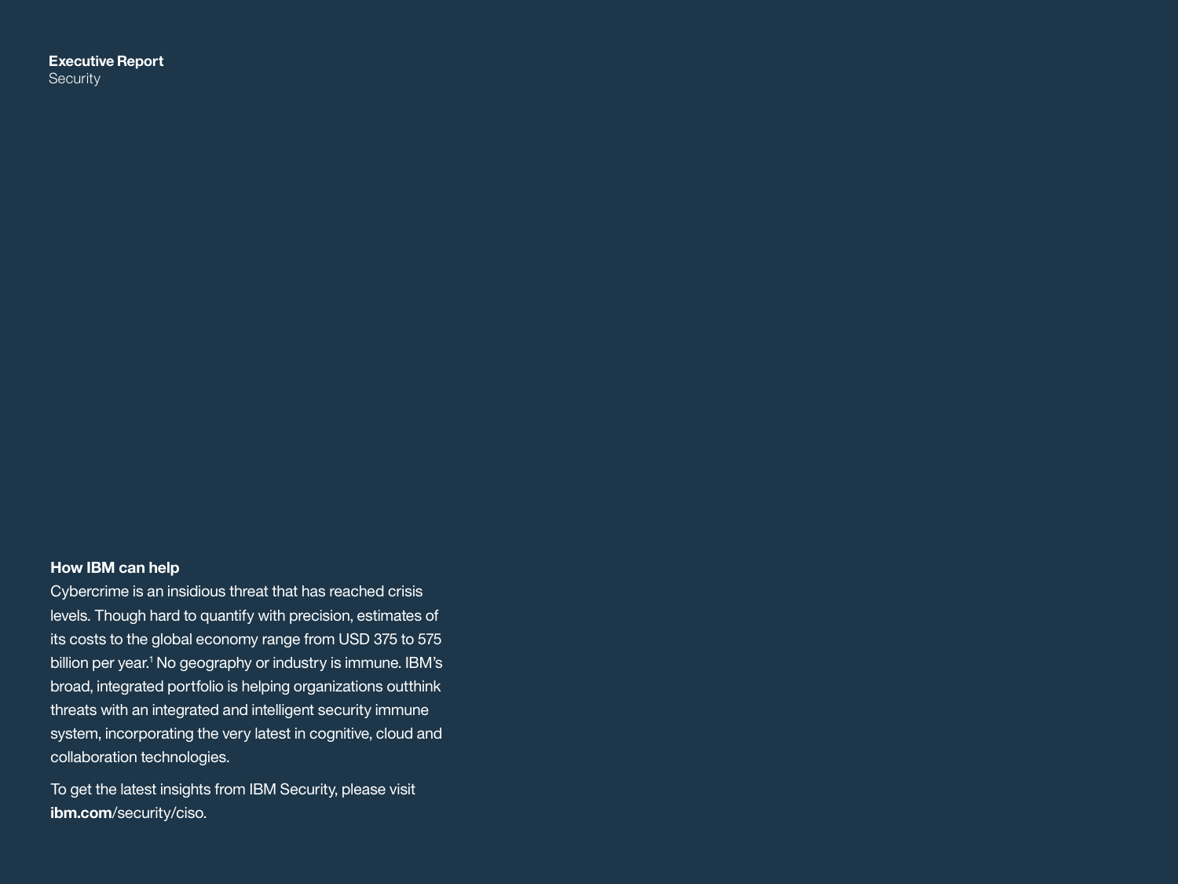**Executive Report**
Security

## How IBM can help

Cybercrime is an insidious threat that has reached crisis levels. Though hard to quantify with precision, estimates of its costs to the global economy range from USD 375 to 575 billion per year.[1] No geography or industry is immune. IBM's broad, integrated portfolio is helping organizations outthink threats with an integrated and intelligent security immune system, incorporating the very latest in cognitive, cloud and collaboration technologies.

To get the latest insights from IBM Security, please visit **ibm.com**/security/ciso.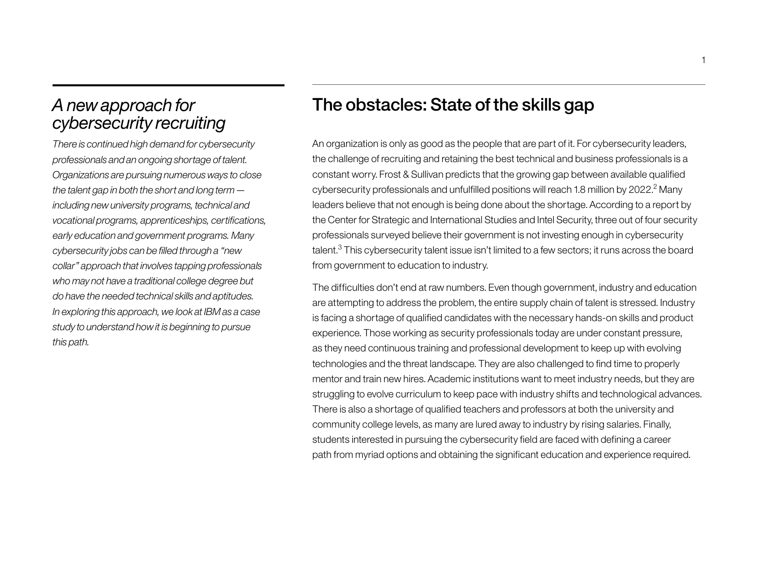## *A new approach for cybersecurity recruiting*

*There is continued high demand for cybersecurity professionals and an ongoing shortage of talent. Organizations are pursuing numerous ways to close the talent gap in both the short and long term — including new university programs, technical and vocational programs, apprenticeships, certifications, early education and government programs. Many cybersecurity jobs can be filled through a "new collar" approach that involves tapping professionals who may not have a traditional college degree but do have the needed technical skills and aptitudes. In exploring this approach, we look at IBM as a case study to understand how it is beginning to pursue this path.*

## The obstacles: State of the skills gap

An organization is only as good as the people that are part of it. For cybersecurity leaders, the challenge of recruiting and retaining the best technical and business professionals is a constant worry. Frost & Sullivan predicts that the growing gap between available qualified cybersecurity professionals and unfulfilled positions will reach 1.8 million by 2022.[2] Many leaders believe that not enough is being done about the shortage. According to a report by the Center for Strategic and International Studies and Intel Security, three out of four security professionals surveyed believe their government is not investing enough in cybersecurity talent.[3] This cybersecurity talent issue isn't limited to a few sectors; it runs across the board from government to education to industry.

The difficulties don't end at raw numbers. Even though government, industry and education are attempting to address the problem, the entire supply chain of talent is stressed. Industry is facing a shortage of qualified candidates with the necessary hands-on skills and product experience. Those working as security professionals today are under constant pressure, as they need continuous training and professional development to keep up with evolving technologies and the threat landscape. They are also challenged to find time to properly mentor and train new hires. Academic institutions want to meet industry needs, but they are struggling to evolve curriculum to keep pace with industry shifts and technological advances. There is also a shortage of qualified teachers and professors at both the university and community college levels, as many are lured away to industry by rising salaries. Finally, students interested in pursuing the cybersecurity field are faced with defining a career path from myriad options and obtaining the significant education and experience required.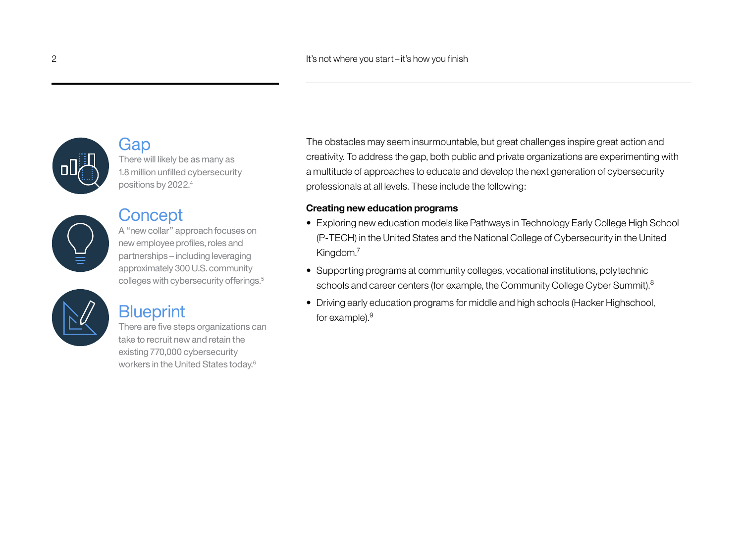## Gap

There will likely be as many as 1.8 million unfilled cybersecurity positions by 2022.[4]

## Concept

A "new collar" approach focuses on new employee profiles, roles and partnerships – including leveraging approximately 300 U.S. community colleges with cybersecurity offerings.[5]

## Blueprint

There are five steps organizations can take to recruit new and retain the existing 770,000 cybersecurity workers in the United States today.[6]

The obstacles may seem insurmountable, but great challenges inspire great action and creativity. To address the gap, both public and private organizations are experimenting with a multitude of approaches to educate and develop the next generation of cybersecurity professionals at all levels. These include the following:

**Creating new education programs**

- Exploring new education models like Pathways in Technology Early College High School (P-TECH) in the United States and the National College of Cybersecurity in the United Kingdom.[7]
- Supporting programs at community colleges, vocational institutions, polytechnic schools and career centers (for example, the Community College Cyber Summit).[8]
- Driving early education programs for middle and high schools (Hacker Highschool, for example).[9]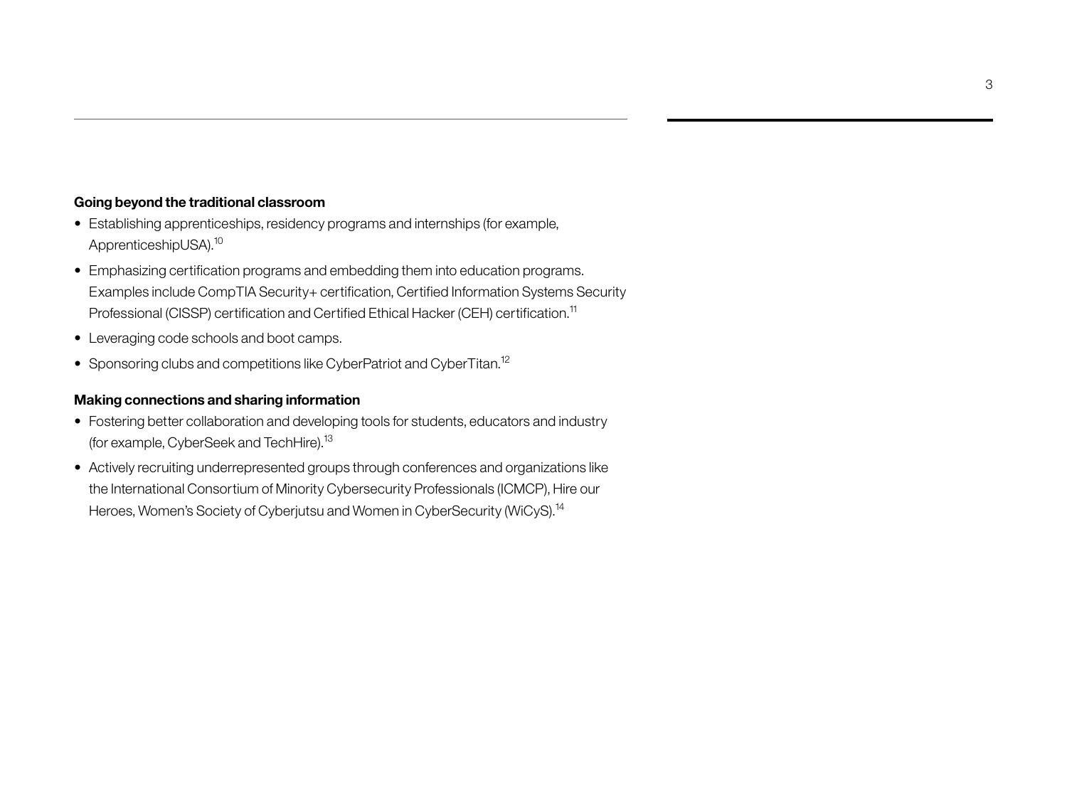**Going beyond the traditional classroom**

- Establishing apprenticeships, residency programs and internships (for example, ApprenticeshipUSA).[10]
- Emphasizing certification programs and embedding them into education programs. Examples include CompTIA Security+ certification, Certified Information Systems Security Professional (CISSP) certification and Certified Ethical Hacker (CEH) certification.[11]
- Leveraging code schools and boot camps.
- Sponsoring clubs and competitions like CyberPatriot and CyberTitan.[12]

**Making connections and sharing information**

- Fostering better collaboration and developing tools for students, educators and industry (for example, CyberSeek and TechHire).[13]
- Actively recruiting underrepresented groups through conferences and organizations like the International Consortium of Minority Cybersecurity Professionals (ICMCP), Hire our Heroes, Women's Society of Cyberjutsu and Women in CyberSecurity (WiCyS).[14]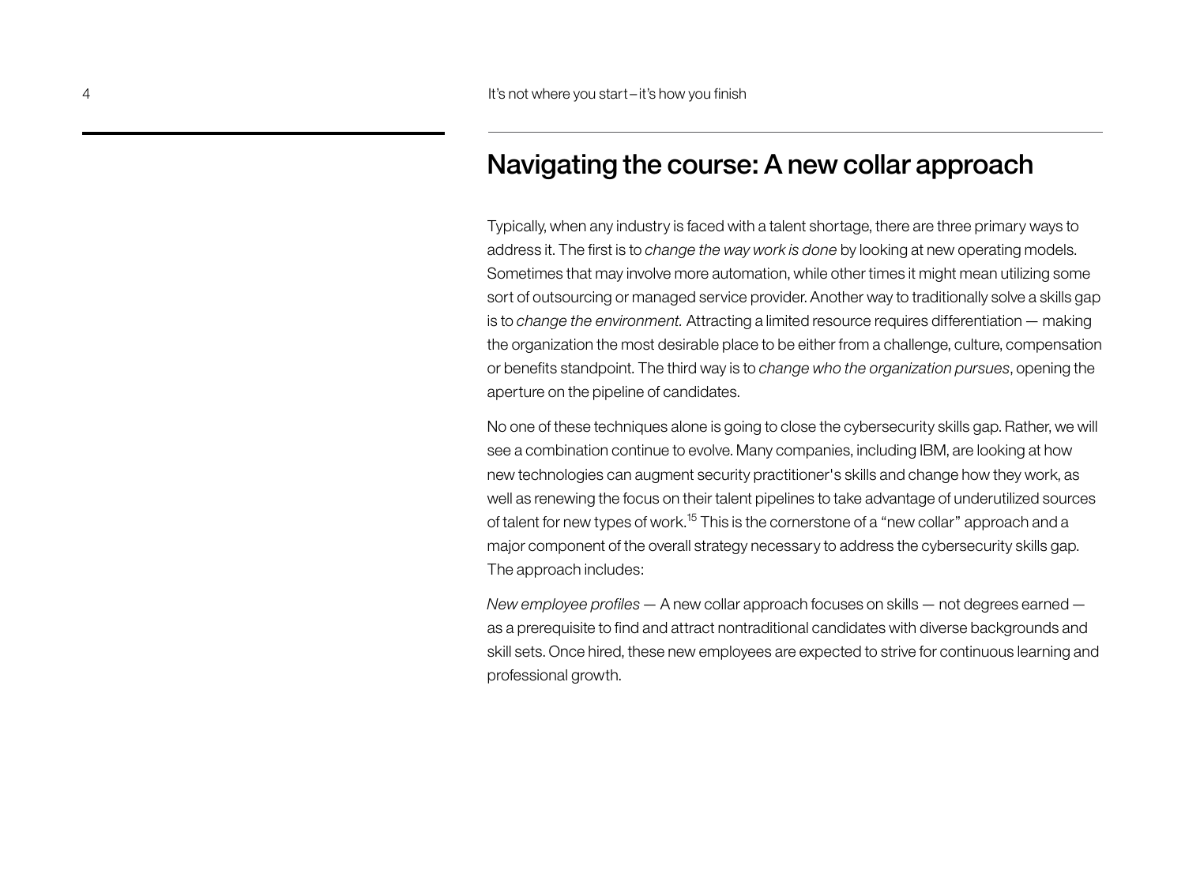## Navigating the course: A new collar approach

Typically, when any industry is faced with a talent shortage, there are three primary ways to address it. The first is to *change the way work is done* by looking at new operating models. Sometimes that may involve more automation, while other times it might mean utilizing some sort of outsourcing or managed service provider. Another way to traditionally solve a skills gap is to *change the environment.* Attracting a limited resource requires differentiation — making the organization the most desirable place to be either from a challenge, culture, compensation or benefits standpoint. The third way is to *change who the organization pursues*, opening the aperture on the pipeline of candidates.

No one of these techniques alone is going to close the cybersecurity skills gap. Rather, we will see a combination continue to evolve. Many companies, including IBM, are looking at how new technologies can augment security practitioner's skills and change how they work, as well as renewing the focus on their talent pipelines to take advantage of underutilized sources of talent for new types of work.[15] This is the cornerstone of a "new collar" approach and a major component of the overall strategy necessary to address the cybersecurity skills gap. The approach includes:

*New employee profiles* — A new collar approach focuses on skills — not degrees earned — as a prerequisite to find and attract nontraditional candidates with diverse backgrounds and skill sets. Once hired, these new employees are expected to strive for continuous learning and professional growth.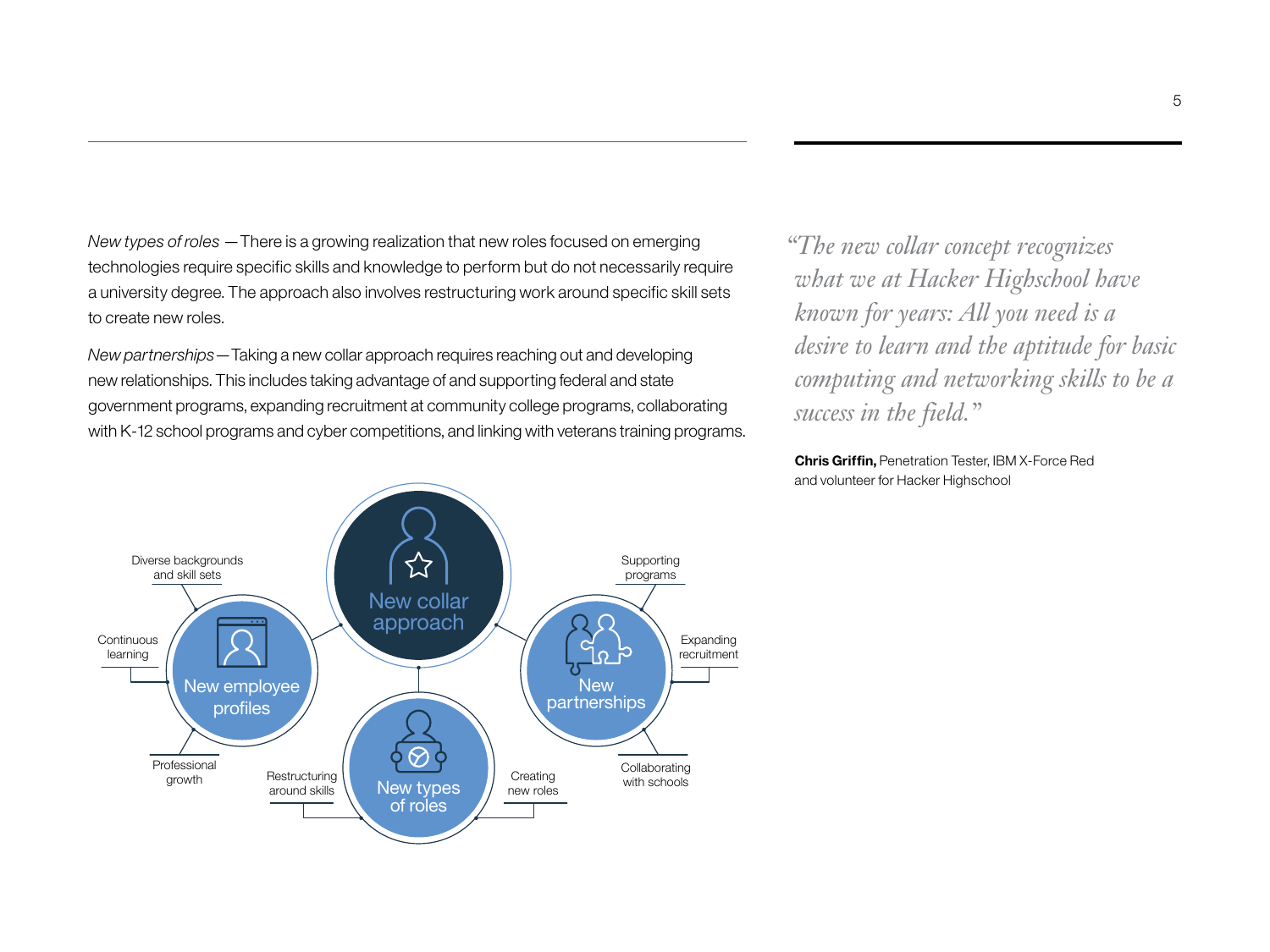*New types of roles* —There is a growing realization that new roles focused on emerging technologies require specific skills and knowledge to perform but do not necessarily require a university degree. The approach also involves restructuring work around specific skill sets to create new roles.

*New partnerships*—Taking a new collar approach requires reaching out and developing new relationships. This includes taking advantage of and supporting federal and state government programs, expanding recruitment at community college programs, collaborating with K-12 school programs and cyber competitions, and linking with veterans training programs.

New collar approach

New employee profiles
- Diverse backgrounds and skill sets
- Continuous learning
- Professional growth

New types of roles
- Restructuring around skills
- Creating new roles

New partnerships
- Supporting programs
- Expanding recruitment
- Collaborating with schools

> *"The new collar concept recognizes what we at Hacker Highschool have known for years: All you need is a desire to learn and the aptitude for basic computing and networking skills to be a success in the field."*

**Chris Griffin,** Penetration Tester, IBM X-Force Red and volunteer for Hacker Highschool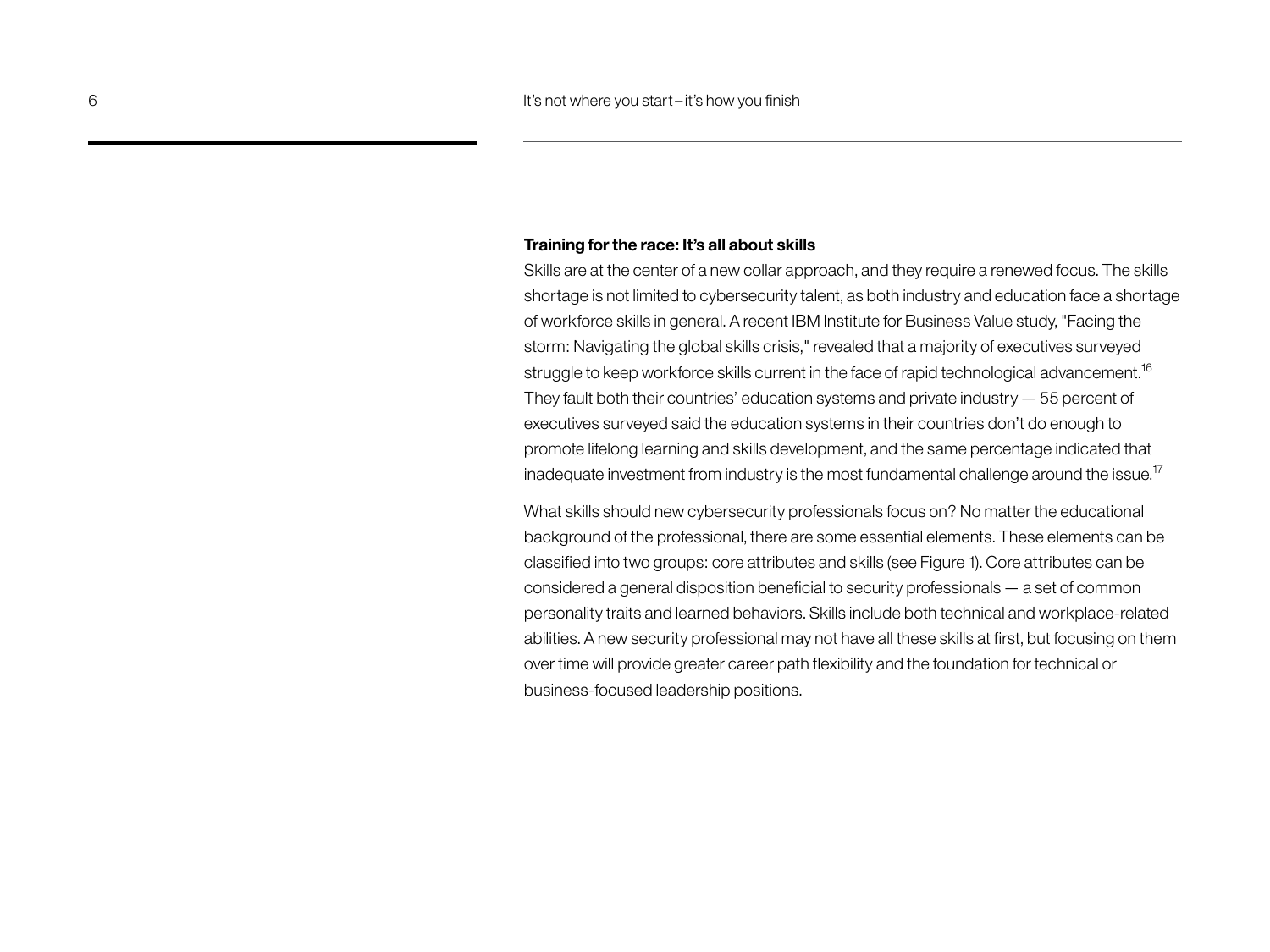## Training for the race: It's all about skills

Skills are at the center of a new collar approach, and they require a renewed focus. The skills shortage is not limited to cybersecurity talent, as both industry and education face a shortage of workforce skills in general. A recent IBM Institute for Business Value study, "Facing the storm: Navigating the global skills crisis," revealed that a majority of executives surveyed struggle to keep workforce skills current in the face of rapid technological advancement.[16] They fault both their countries' education systems and private industry — 55 percent of executives surveyed said the education systems in their countries don't do enough to promote lifelong learning and skills development, and the same percentage indicated that inadequate investment from industry is the most fundamental challenge around the issue.[17]

What skills should new cybersecurity professionals focus on? No matter the educational background of the professional, there are some essential elements. These elements can be classified into two groups: core attributes and skills (see Figure 1). Core attributes can be considered a general disposition beneficial to security professionals — a set of common personality traits and learned behaviors. Skills include both technical and workplace-related abilities. A new security professional may not have all these skills at first, but focusing on them over time will provide greater career path flexibility and the foundation for technical or business-focused leadership positions.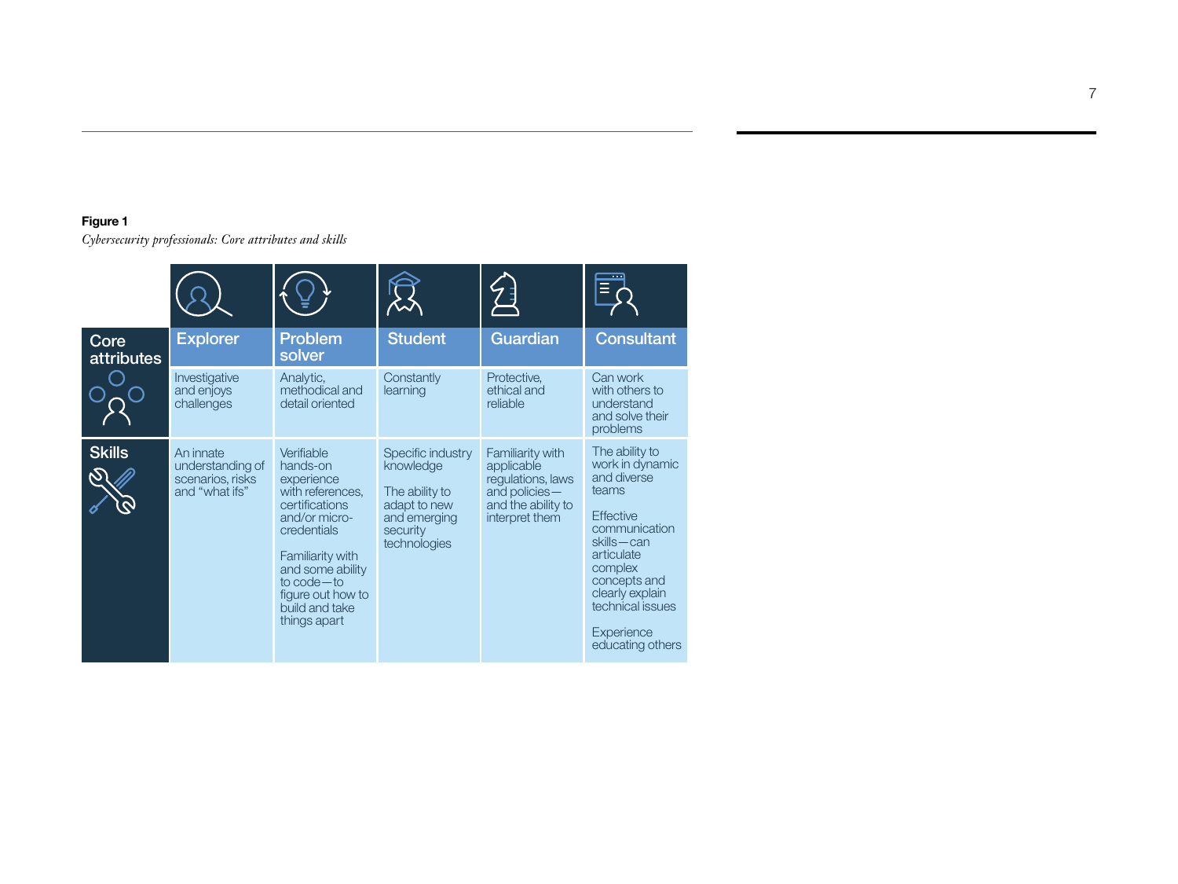**Figure 1**

*Cybersecurity professionals: Core attributes and skills*

| | Explorer | Problem solver | Student | Guardian | Consultant |
|---|---|---|---|---|---|
| **Core attributes** | Investigative and enjoys challenges | Analytic, methodical and detail oriented | Constantly learning | Protective, ethical and reliable | Can work with others to understand and solve their problems |
| **Skills** | An innate understanding of scenarios, risks and "what ifs" | Verifiable hands-on experience with references, certifications and/or micro-credentials<br><br>Familiarity with and some ability to code—to figure out how to build and take things apart | Specific industry knowledge<br><br>The ability to adapt to new and emerging security technologies | Familiarity with applicable regulations, laws and policies—and the ability to interpret them | The ability to work in dynamic and diverse teams<br><br>Effective communication skills—can articulate complex concepts and clearly explain technical issues<br><br>Experience educating others |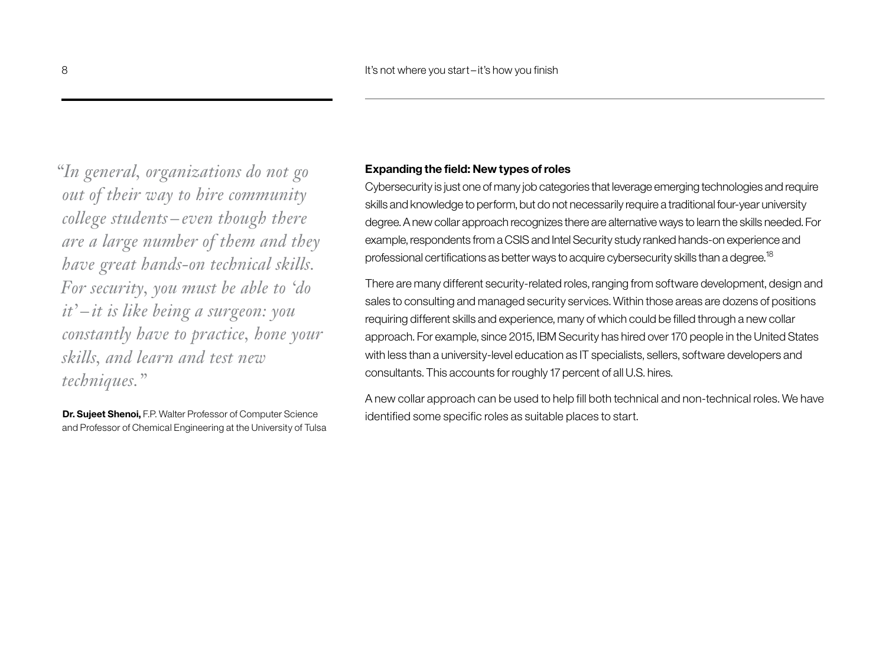*"In general, organizations do not go out of their way to hire community college students – even though there are a large number of them and they have great hands-on technical skills. For security, you must be able to 'do it' – it is like being a surgeon: you constantly have to practice, hone your skills, and learn and test new techniques."*

**Dr. Sujeet Shenoi,** F.P. Walter Professor of Computer Science and Professor of Chemical Engineering at the University of Tulsa

**Expanding the field: New types of roles**

Cybersecurity is just one of many job categories that leverage emerging technologies and require skills and knowledge to perform, but do not necessarily require a traditional four-year university degree. A new collar approach recognizes there are alternative ways to learn the skills needed. For example, respondents from a CSIS and Intel Security study ranked hands-on experience and professional certifications as better ways to acquire cybersecurity skills than a degree.[18]

There are many different security-related roles, ranging from software development, design and sales to consulting and managed security services. Within those areas are dozens of positions requiring different skills and experience, many of which could be filled through a new collar approach. For example, since 2015, IBM Security has hired over 170 people in the United States with less than a university-level education as IT specialists, sellers, software developers and consultants. This accounts for roughly 17 percent of all U.S. hires.

A new collar approach can be used to help fill both technical and non-technical roles. We have identified some specific roles as suitable places to start.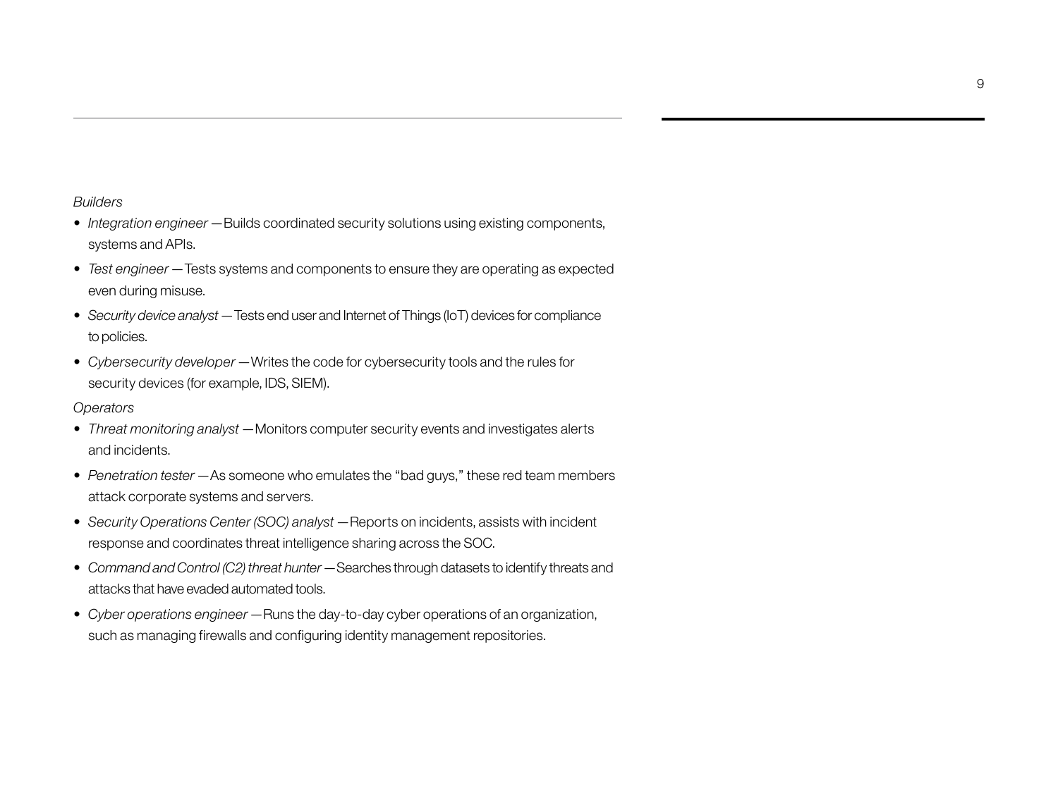*Builders*

- *Integration engineer* —Builds coordinated security solutions using existing components, systems and APIs.
- *Test engineer* —Tests systems and components to ensure they are operating as expected even during misuse.
- *Security device analyst* —Tests end user and Internet of Things (IoT) devices for compliance to policies.
- *Cybersecurity developer* —Writes the code for cybersecurity tools and the rules for security devices (for example, IDS, SIEM).

*Operators*

- *Threat monitoring analyst* —Monitors computer security events and investigates alerts and incidents.
- *Penetration tester* —As someone who emulates the "bad guys," these red team members attack corporate systems and servers.
- *Security Operations Center (SOC) analyst* —Reports on incidents, assists with incident response and coordinates threat intelligence sharing across the SOC.
- *Command and Control (C2) threat hunter* —Searches through datasets to identify threats and attacks that have evaded automated tools.
- *Cyber operations engineer* —Runs the day-to-day cyber operations of an organization, such as managing firewalls and configuring identity management repositories.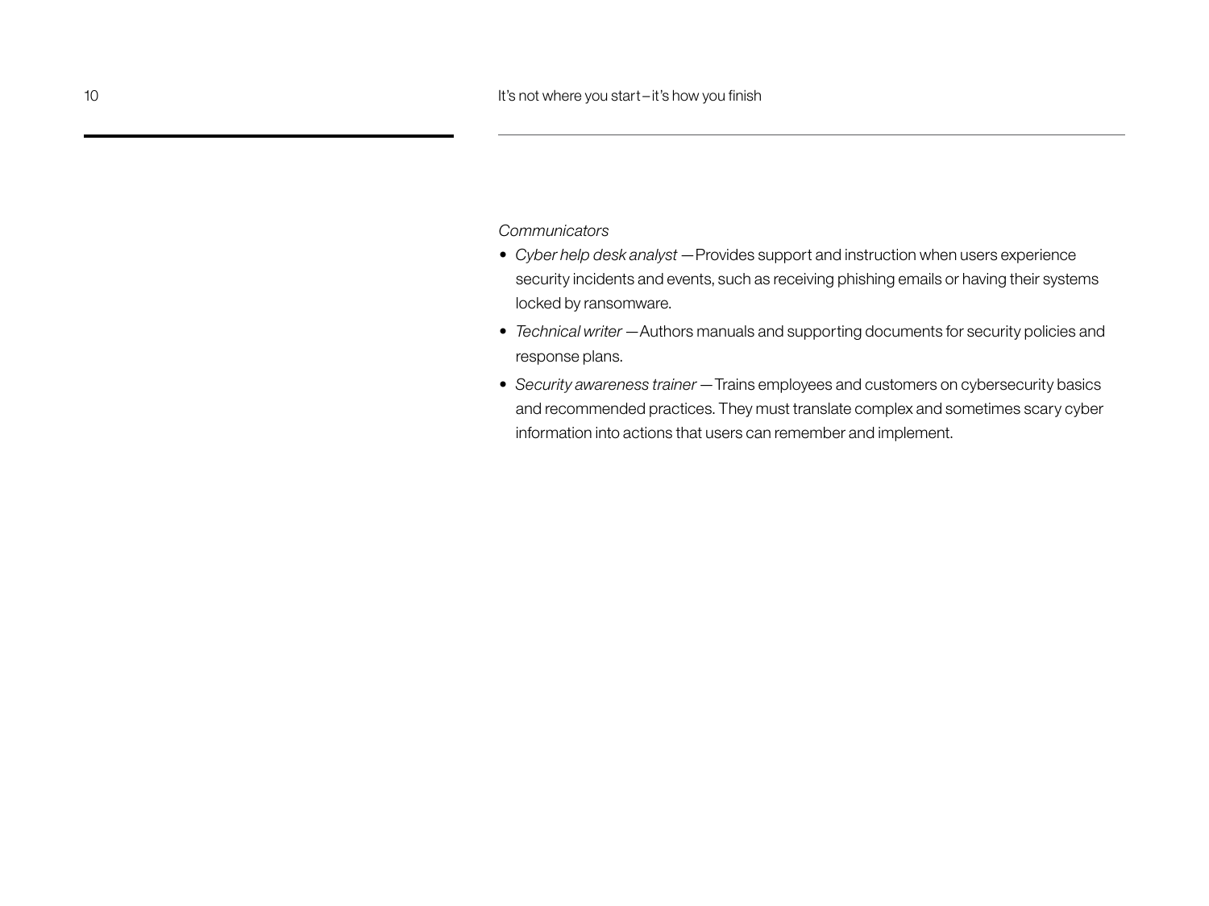*Communicators*

- *Cyber help desk analyst* —Provides support and instruction when users experience security incidents and events, such as receiving phishing emails or having their systems locked by ransomware.
- *Technical writer* —Authors manuals and supporting documents for security policies and response plans.
- *Security awareness trainer* —Trains employees and customers on cybersecurity basics and recommended practices. They must translate complex and sometimes scary cyber information into actions that users can remember and implement.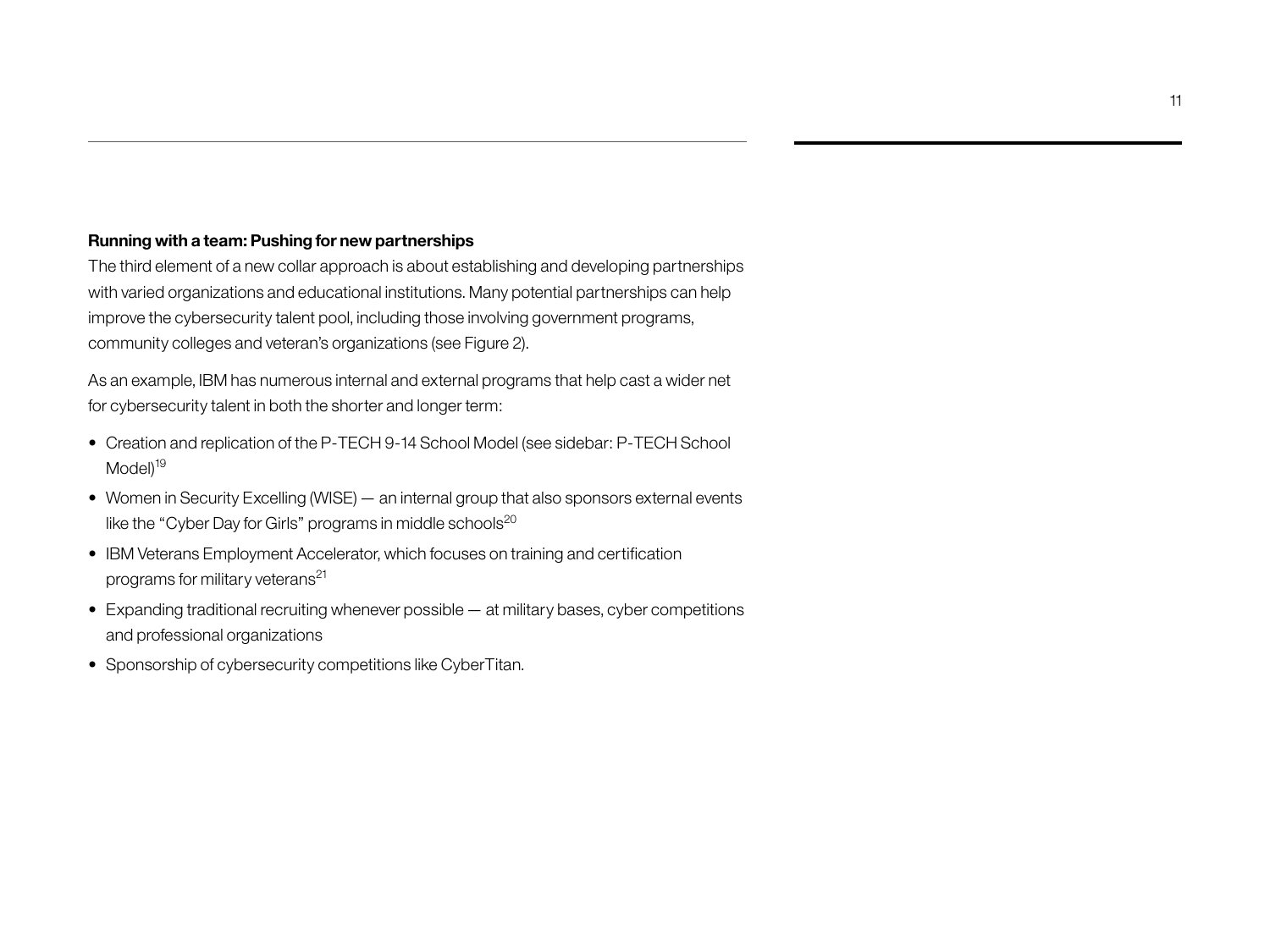### Running with a team: Pushing for new partnerships

The third element of a new collar approach is about establishing and developing partnerships with varied organizations and educational institutions. Many potential partnerships can help improve the cybersecurity talent pool, including those involving government programs, community colleges and veteran's organizations (see Figure 2).

As an example, IBM has numerous internal and external programs that help cast a wider net for cybersecurity talent in both the shorter and longer term:

- Creation and replication of the P-TECH 9-14 School Model (see sidebar: P-TECH School Model)[19]
- Women in Security Excelling (WISE) — an internal group that also sponsors external events like the "Cyber Day for Girls" programs in middle schools[20]
- IBM Veterans Employment Accelerator, which focuses on training and certification programs for military veterans[21]
- Expanding traditional recruiting whenever possible — at military bases, cyber competitions and professional organizations
- Sponsorship of cybersecurity competitions like CyberTitan.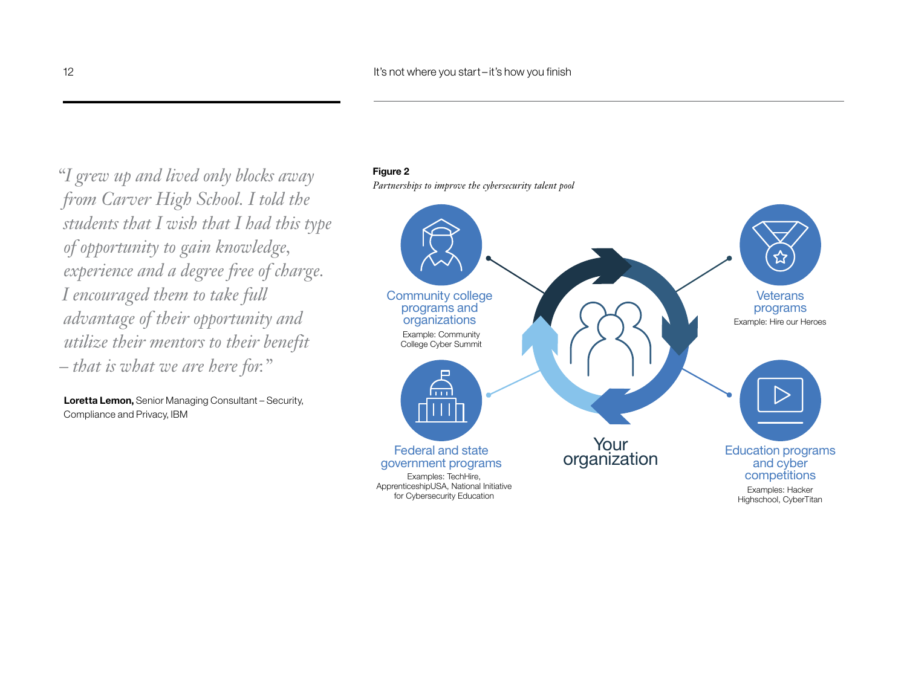*"I grew up and lived only blocks away from Carver High School. I told the students that I wish that I had this type of opportunity to gain knowledge, experience and a degree free of charge. I encouraged them to take full advantage of their opportunity and utilize their mentors to their benefit – that is what we are here for."*

**Loretta Lemon,** Senior Managing Consultant – Security, Compliance and Privacy, IBM

**Figure 2**

*Partnerships to improve the cybersecurity talent pool*

Your organization

Community college programs and organizations
Example: Community College Cyber Summit

Federal and state government programs
Examples: TechHire, ApprenticeshipUSA, National Initiative for Cybersecurity Education

Veterans programs
Example: Hire our Heroes

Education programs and cyber competitions
Examples: Hacker Highschool, CyberTitan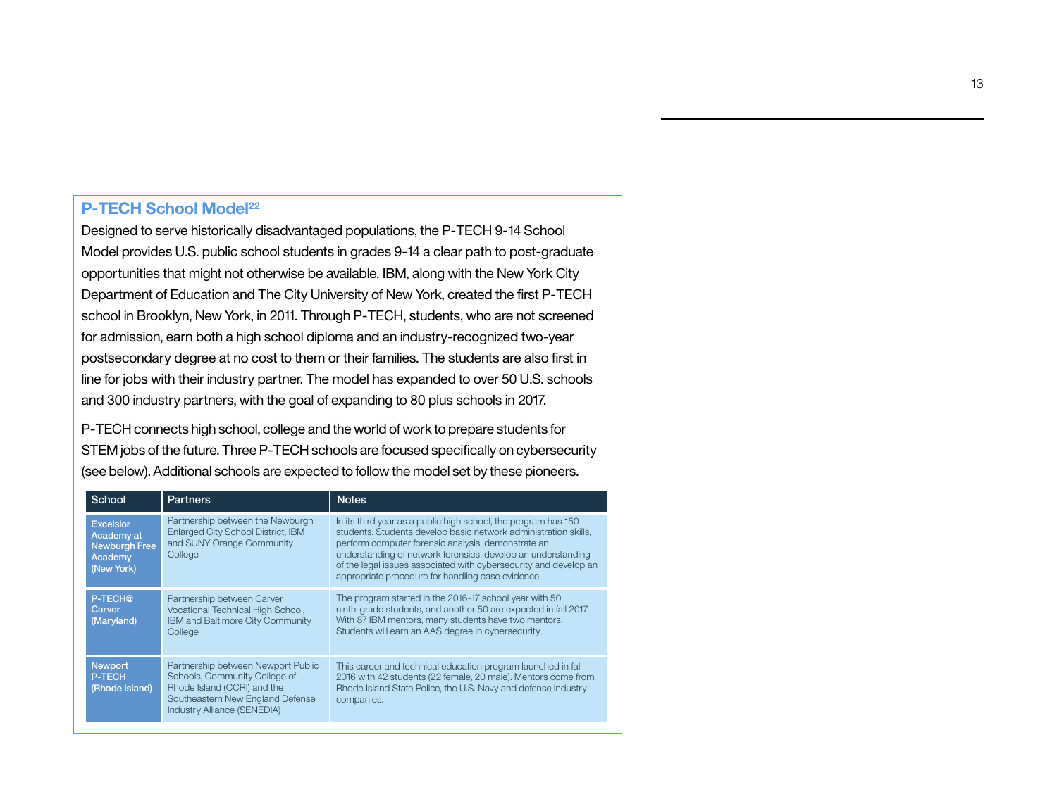## P-TECH School Model[22]

Designed to serve historically disadvantaged populations, the P-TECH 9-14 School Model provides U.S. public school students in grades 9-14 a clear path to post-graduate opportunities that might not otherwise be available. IBM, along with the New York City Department of Education and The City University of New York, created the first P-TECH school in Brooklyn, New York, in 2011. Through P-TECH, students, who are not screened for admission, earn both a high school diploma and an industry-recognized two-year postsecondary degree at no cost to them or their families. The students are also first in line for jobs with their industry partner. The model has expanded to over 50 U.S. schools and 300 industry partners, with the goal of expanding to 80 plus schools in 2017.

P-TECH connects high school, college and the world of work to prepare students for STEM jobs of the future. Three P-TECH schools are focused specifically on cybersecurity (see below). Additional schools are expected to follow the model set by these pioneers.

| School | Partners | Notes |
|---|---|---|
| Excelsior Academy at Newburgh Free Academy (New York) | Partnership between the Newburgh Enlarged City School District, IBM and SUNY Orange Community College | In its third year as a public high school, the program has 150 students. Students develop basic network administration skills, perform computer forensic analysis, demonstrate an understanding of network forensics, develop an understanding of the legal issues associated with cybersecurity and develop an appropriate procedure for handling case evidence. |
| P-TECH@ Carver (Maryland) | Partnership between Carver Vocational Technical High School, IBM and Baltimore City Community College | The program started in the 2016-17 school year with 50 ninth-grade students, and another 50 are expected in fall 2017. With 87 IBM mentors, many students have two mentors. Students will earn an AAS degree in cybersecurity. |
| Newport P-TECH (Rhode Island) | Partnership between Newport Public Schools, Community College of Rhode Island (CCRI) and the Southeastern New England Defense Industry Alliance (SENEDIA) | This career and technical education program launched in fall 2016 with 42 students (22 female, 20 male). Mentors come from Rhode Island State Police, the U.S. Navy and defense industry companies. |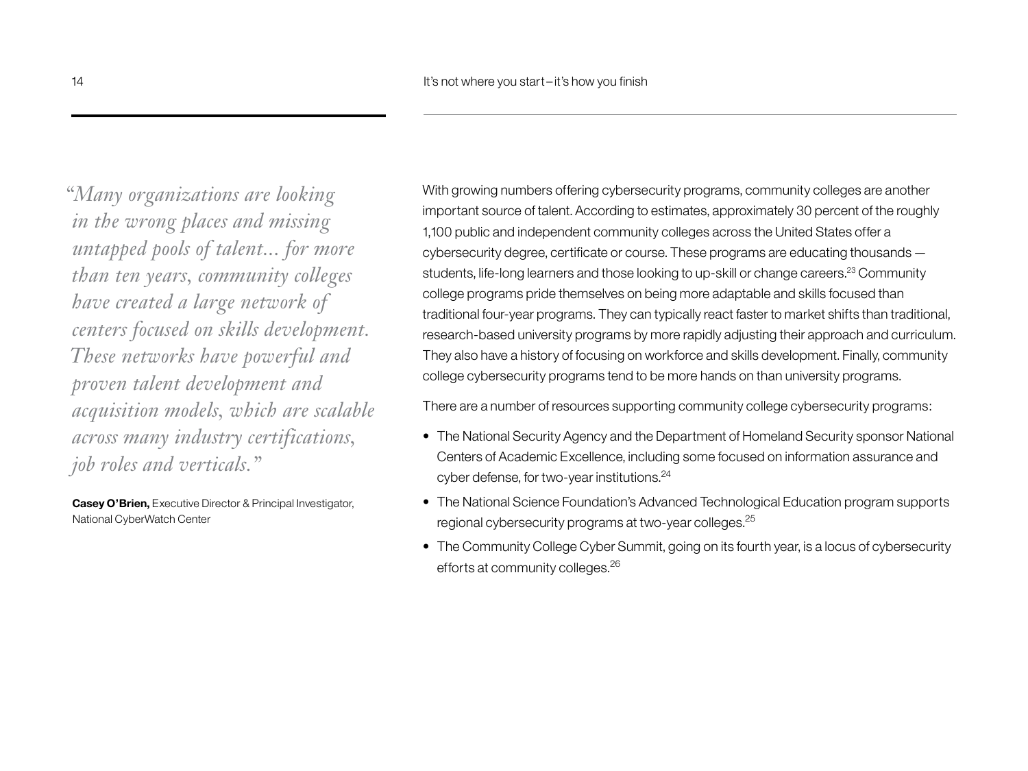*"Many organizations are looking in the wrong places and missing untapped pools of talent... for more than ten years, community colleges have created a large network of centers focused on skills development. These networks have powerful and proven talent development and acquisition models, which are scalable across many industry certifications, job roles and verticals."*

**Casey O'Brien,** Executive Director & Principal Investigator, National CyberWatch Center

With growing numbers offering cybersecurity programs, community colleges are another important source of talent. According to estimates, approximately 30 percent of the roughly 1,100 public and independent community colleges across the United States offer a cybersecurity degree, certificate or course. These programs are educating thousands — students, life-long learners and those looking to up-skill or change careers.[23] Community college programs pride themselves on being more adaptable and skills focused than traditional four-year programs. They can typically react faster to market shifts than traditional, research-based university programs by more rapidly adjusting their approach and curriculum. They also have a history of focusing on workforce and skills development. Finally, community college cybersecurity programs tend to be more hands on than university programs.

There are a number of resources supporting community college cybersecurity programs:

- The National Security Agency and the Department of Homeland Security sponsor National Centers of Academic Excellence, including some focused on information assurance and cyber defense, for two-year institutions.[24]
- The National Science Foundation's Advanced Technological Education program supports regional cybersecurity programs at two-year colleges.[25]
- The Community College Cyber Summit, going on its fourth year, is a locus of cybersecurity efforts at community colleges.[26]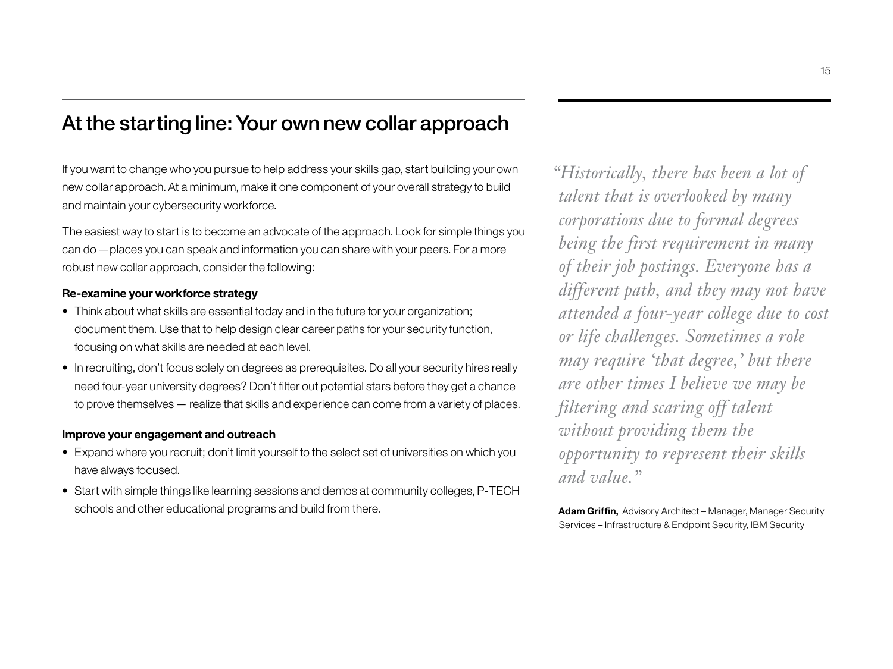## At the starting line: Your own new collar approach

If you want to change who you pursue to help address your skills gap, start building your own new collar approach. At a minimum, make it one component of your overall strategy to build and maintain your cybersecurity workforce.

The easiest way to start is to become an advocate of the approach. Look for simple things you can do —places you can speak and information you can share with your peers. For a more robust new collar approach, consider the following:

**Re-examine your workforce strategy**

- Think about what skills are essential today and in the future for your organization; document them. Use that to help design clear career paths for your security function, focusing on what skills are needed at each level.
- In recruiting, don't focus solely on degrees as prerequisites. Do all your security hires really need four-year university degrees? Don't filter out potential stars before they get a chance to prove themselves — realize that skills and experience can come from a variety of places.

**Improve your engagement and outreach**

- Expand where you recruit; don't limit yourself to the select set of universities on which you have always focused.
- Start with simple things like learning sessions and demos at community colleges, P-TECH schools and other educational programs and build from there.

*"Historically, there has been a lot of talent that is overlooked by many corporations due to formal degrees being the first requirement in many of their job postings. Everyone has a different path, and they may not have attended a four-year college due to cost or life challenges. Sometimes a role may require 'that degree,' but there are other times I believe we may be filtering and scaring off talent without providing them the opportunity to represent their skills and value."*

**Adam Griffin,** Advisory Architect – Manager, Manager Security Services – Infrastructure & Endpoint Security, IBM Security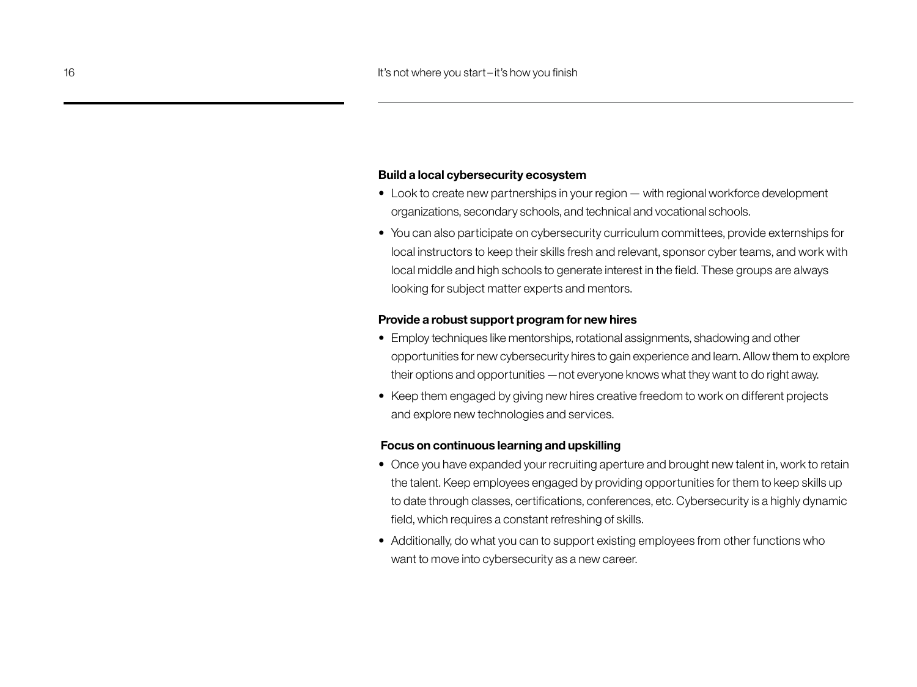**Build a local cybersecurity ecosystem**

- Look to create new partnerships in your region — with regional workforce development organizations, secondary schools, and technical and vocational schools.
- You can also participate on cybersecurity curriculum committees, provide externships for local instructors to keep their skills fresh and relevant, sponsor cyber teams, and work with local middle and high schools to generate interest in the field. These groups are always looking for subject matter experts and mentors.

**Provide a robust support program for new hires**

- Employ techniques like mentorships, rotational assignments, shadowing and other opportunities for new cybersecurity hires to gain experience and learn. Allow them to explore their options and opportunities —not everyone knows what they want to do right away.
- Keep them engaged by giving new hires creative freedom to work on different projects and explore new technologies and services.

**Focus on continuous learning and upskilling**

- Once you have expanded your recruiting aperture and brought new talent in, work to retain the talent. Keep employees engaged by providing opportunities for them to keep skills up to date through classes, certifications, conferences, etc. Cybersecurity is a highly dynamic field, which requires a constant refreshing of skills.
- Additionally, do what you can to support existing employees from other functions who want to move into cybersecurity as a new career.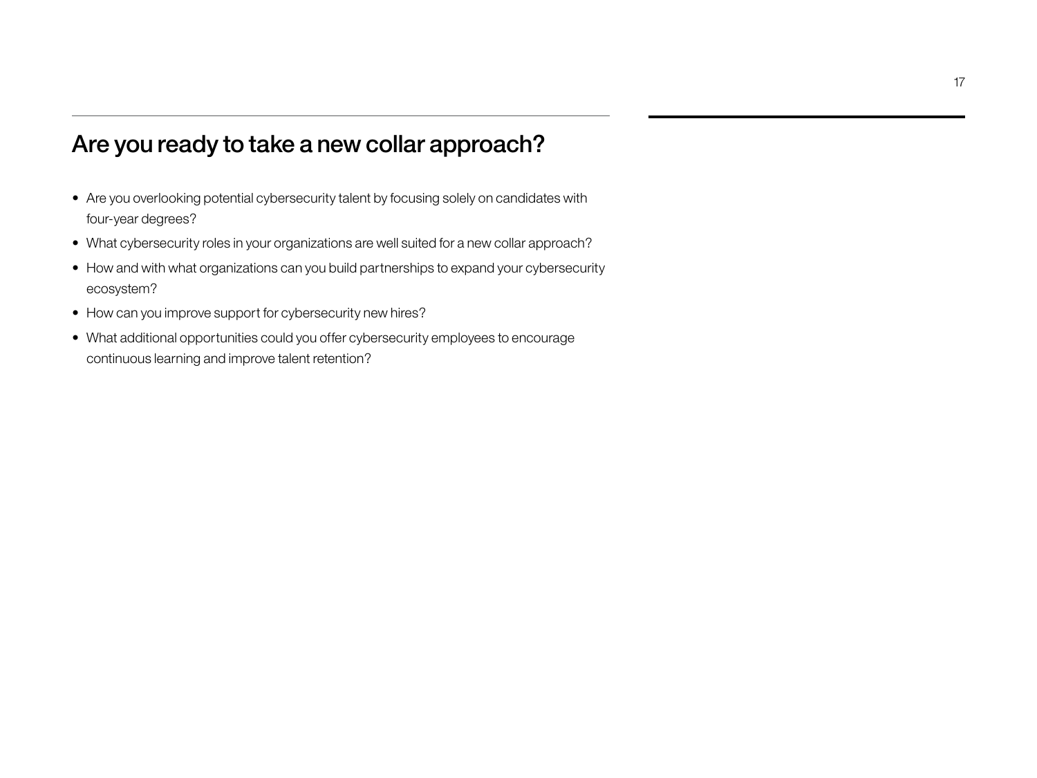## Are you ready to take a new collar approach?

- Are you overlooking potential cybersecurity talent by focusing solely on candidates with four-year degrees?
- What cybersecurity roles in your organizations are well suited for a new collar approach?
- How and with what organizations can you build partnerships to expand your cybersecurity ecosystem?
- How can you improve support for cybersecurity new hires?
- What additional opportunities could you offer cybersecurity employees to encourage continuous learning and improve talent retention?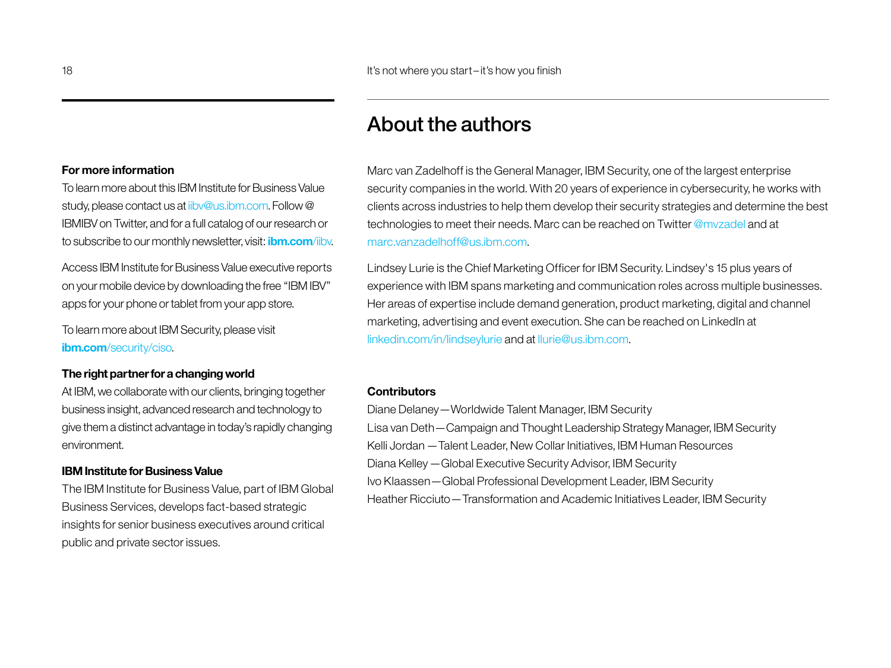## About the authors

Marc van Zadelhoff is the General Manager, IBM Security, one of the largest enterprise security companies in the world. With 20 years of experience in cybersecurity, he works with clients across industries to help them develop their security strategies and determine the best technologies to meet their needs. Marc can be reached on Twitter @mvzadel and at marc.vanzadelhoff@us.ibm.com.

Lindsey Lurie is the Chief Marketing Officer for IBM Security. Lindsey's 15 plus years of experience with IBM spans marketing and communication roles across multiple businesses. Her areas of expertise include demand generation, product marketing, digital and channel marketing, advertising and event execution. She can be reached on LinkedIn at linkedin.com/in/lindseylurie and at llurie@us.ibm.com.

**Contributors**

Diane Delaney—Worldwide Talent Manager, IBM Security
Lisa van Deth—Campaign and Thought Leadership Strategy Manager, IBM Security
Kelli Jordan —Talent Leader, New Collar Initiatives, IBM Human Resources
Diana Kelley —Global Executive Security Advisor, IBM Security
Ivo Klaassen—Global Professional Development Leader, IBM Security
Heather Ricciuto—Transformation and Academic Initiatives Leader, IBM Security

**For more information**

To learn more about this IBM Institute for Business Value study, please contact us at iibv@us.ibm.com. Follow @IBMIBV on Twitter, and for a full catalog of our research or to subscribe to our monthly newsletter, visit: **ibm.com**/iibv.

Access IBM Institute for Business Value executive reports on your mobile device by downloading the free "IBM IBV" apps for your phone or tablet from your app store.

To learn more about IBM Security, please visit **ibm.com**/security/ciso.

**The right partner for a changing world**

At IBM, we collaborate with our clients, bringing together business insight, advanced research and technology to give them a distinct advantage in today's rapidly changing environment.

**IBM Institute for Business Value**

The IBM Institute for Business Value, part of IBM Global Business Services, develops fact-based strategic insights for senior business executives around critical public and private sector issues.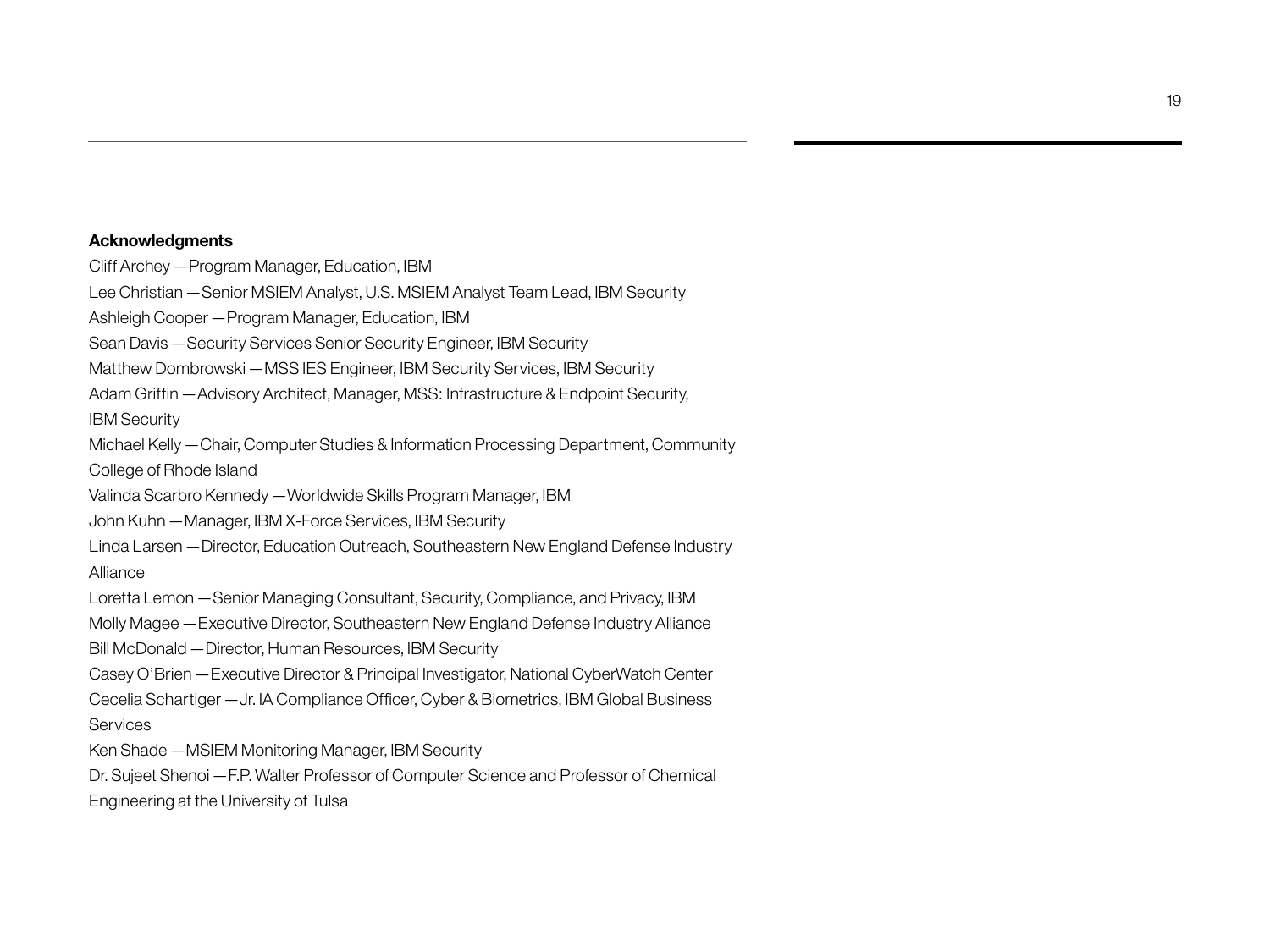**Acknowledgments**

Cliff Archey — Program Manager, Education, IBM

Lee Christian — Senior MSIEM Analyst, U.S. MSIEM Analyst Team Lead, IBM Security

Ashleigh Cooper — Program Manager, Education, IBM

Sean Davis — Security Services Senior Security Engineer, IBM Security

Matthew Dombrowski — MSS IES Engineer, IBM Security Services, IBM Security

Adam Griffin — Advisory Architect, Manager, MSS: Infrastructure & Endpoint Security, IBM Security

Michael Kelly — Chair, Computer Studies & Information Processing Department, Community College of Rhode Island

Valinda Scarbro Kennedy — Worldwide Skills Program Manager, IBM

John Kuhn — Manager, IBM X-Force Services, IBM Security

Linda Larsen — Director, Education Outreach, Southeastern New England Defense Industry Alliance

Loretta Lemon — Senior Managing Consultant, Security, Compliance, and Privacy, IBM

Molly Magee — Executive Director, Southeastern New England Defense Industry Alliance

Bill McDonald — Director, Human Resources, IBM Security

Casey O'Brien — Executive Director & Principal Investigator, National CyberWatch Center

Cecelia Schartiger — Jr. IA Compliance Officer, Cyber & Biometrics, IBM Global Business Services

Ken Shade — MSIEM Monitoring Manager, IBM Security

Dr. Sujeet Shenoi — F.P. Walter Professor of Computer Science and Professor of Chemical Engineering at the University of Tulsa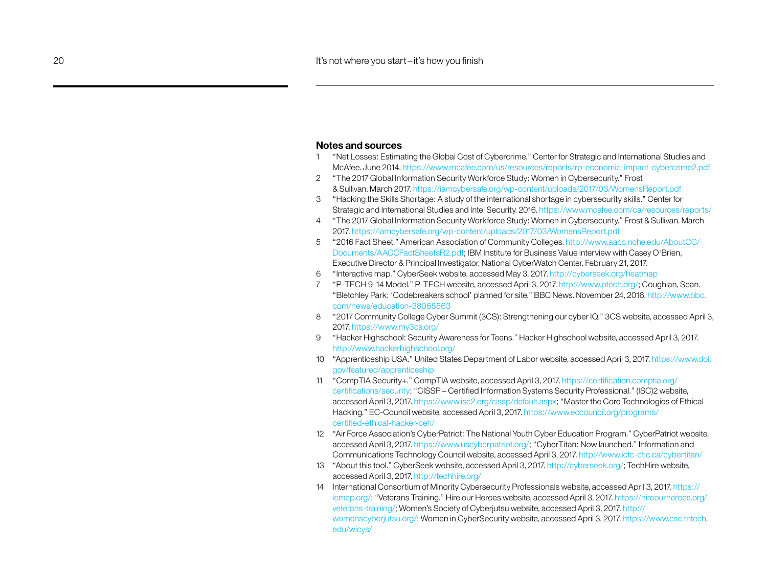## Notes and sources

1. "Net Losses: Estimating the Global Cost of Cybercrime." Center for Strategic and International Studies and McAfee. June 2014. https://www.mcafee.com/us/resources/reports/rp-economic-impact-cybercrime2.pdf
2. "The 2017 Global Information Security Workforce Study: Women in Cybersecurity." Frost & Sullivan. March 2017. https://iamcybersafe.org/wp-content/uploads/2017/03/WomensReport.pdf
3. "Hacking the Skills Shortage: A study of the international shortage in cybersecurity skills." Center for Strategic and International Studies and Intel Security. 2016. https://www.mcafee.com/ca/resources/reports/
4. "The 2017 Global Information Security Workforce Study: Women in Cybersecurity." Frost & Sullivan. March 2017. https://iamcybersafe.org/wp-content/uploads/2017/03/WomensReport.pdf
5. "2016 Fact Sheet." American Association of Community Colleges. http://www.aacc.nche.edu/AboutCC/Documents/AACCFactSheetsR2.pdf; IBM Institute for Business Value interview with Casey O'Brien, Executive Director & Principal Investigator, National CyberWatch Center. February 21, 2017.
6. "Interactive map." CyberSeek website, accessed May 3, 2017. http://cyberseek.org/heatmap
7. "P-TECH 9-14 Model." P-TECH website, accessed April 3, 2017. http://www.ptech.org/; Coughlan, Sean. "Bletchley Park: 'Codebreakers school' planned for site." BBC News. November 24, 2016. http://www.bbc.com/news/education-38065563
8. "2017 Community College Cyber Summit (3CS): Strengthening our cyber IQ." 3CS website, accessed April 3, 2017. https://www.my3cs.org/
9. "Hacker Highschool: Security Awareness for Teens." Hacker Highschool website, accessed April 3, 2017. http://www.hackerhighschool.org/
10. "Apprenticeship USA." United States Department of Labor website, accessed April 3, 2017. https://www.dol.gov/featured/apprenticeship
11. "CompTIA Security+." CompTIA website, accessed April 3, 2017. https://certification.comptia.org/certifications/security; "CISSP – Certified Information Systems Security Professional." (ISC)2 website, accessed April 3, 2017. https://www.isc2.org/cissp/default.aspx; "Master the Core Technologies of Ethical Hacking." EC-Council website, accessed April 3, 2017. https://www.eccouncil.org/programs/certified-ethical-hacker-ceh/
12. "Air Force Association's CyberPatriot: The National Youth Cyber Education Program." CyberPatriot website, accessed April 3, 2017. https://www.uscyberpatriot.org/; "CyberTitan: Now launched." Information and Communications Technology Council website, accessed April 3, 2017. http://www.ictc-ctic.ca/cybertitan/
13. "About this tool." CyberSeek website, accessed April 3, 2017. http://cyberseek.org/; TechHire website, accessed April 3, 2017. http://techhire.org/
14. International Consortium of Minority Cybersecurity Professionals website, accessed April 3, 2017. https://icmcp.org/; "Veterans Training." Hire our Heroes website, accessed April 3, 2017. https://hireourheroes.org/veterans-training/; Women's Society of Cyberjutsu website, accessed April 3, 2017. http://womenscyberjutsu.org/; Women in CyberSecurity website, accessed April 3, 2017. https://www.csc.tntech.edu/wicys/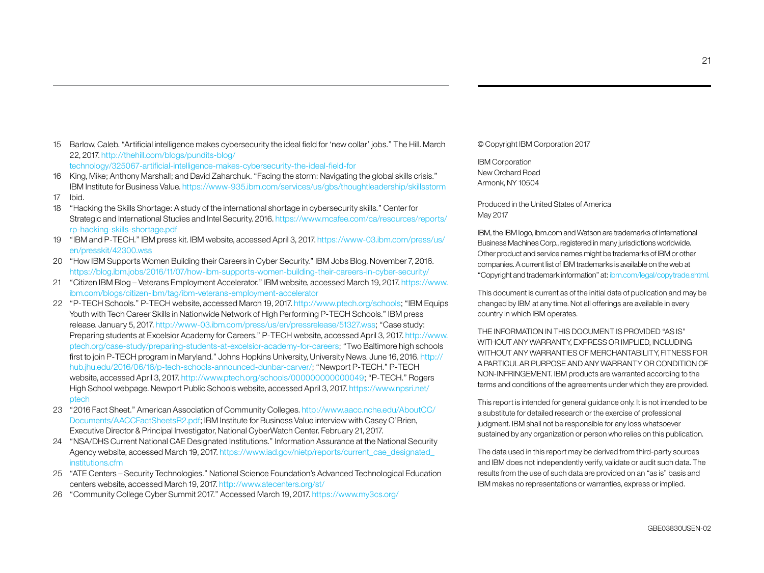15 Barlow, Caleb. "Artificial intelligence makes cybersecurity the ideal field for 'new collar' jobs." The Hill. March 22, 2017. http://thehill.com/blogs/pundits-blog/technology/325067-artificial-intelligence-makes-cybersecurity-the-ideal-field-for

16 King, Mike; Anthony Marshall; and David Zaharchuk. "Facing the storm: Navigating the global skills crisis." IBM Institute for Business Value. https://www-935.ibm.com/services/us/gbs/thoughtleadership/skillsstorm

17 Ibid.

18 "Hacking the Skills Shortage: A study of the international shortage in cybersecurity skills." Center for Strategic and International Studies and Intel Security. 2016. https://www.mcafee.com/ca/resources/reports/rp-hacking-skills-shortage.pdf

19 "IBM and P-TECH." IBM press kit. IBM website, accessed April 3, 2017. https://www-03.ibm.com/press/us/en/presskit/42300.wss

20 "How IBM Supports Women Building their Careers in Cyber Security." IBM Jobs Blog. November 7, 2016. https://blog.ibm.jobs/2016/11/07/how-ibm-supports-women-building-their-careers-in-cyber-security/

21 "Citizen IBM Blog – Veterans Employment Accelerator." IBM website, accessed March 19, 2017. https://www.ibm.com/blogs/citizen-ibm/tag/ibm-veterans-employment-accelerator

22 "P-TECH Schools." P-TECH website, accessed March 19, 2017. http://www.ptech.org/schools; "IBM Equips Youth with Tech Career Skills in Nationwide Network of High Performing P-TECH Schools." IBM press release. January 5, 2017. http://www-03.ibm.com/press/us/en/pressrelease/51327.wss; "Case study: Preparing students at Excelsior Academy for Careers." P-TECH website, accessed April 3, 2017. http://www.ptech.org/case-study/preparing-students-at-excelsior-academy-for-careers; "Two Baltimore high schools first to join P-TECH program in Maryland." Johns Hopkins University, University News. June 16, 2016. http://hub.jhu.edu/2016/06/16/p-tech-schools-announced-dunbar-carver/; "Newport P-TECH." P-TECH website, accessed April 3, 2017. http://www.ptech.org/schools/000000000000049; "P-TECH." Rogers High School webpage. Newport Public Schools website, accessed April 3, 2017. https://www.npsri.net/ptech

23 "2016 Fact Sheet." American Association of Community Colleges. http://www.aacc.nche.edu/AboutCC/Documents/AACCFactSheetsR2.pdf; IBM Institute for Business Value interview with Casey O'Brien, Executive Director & Principal Investigator, National CyberWatch Center. February 21, 2017.

24 "NSA/DHS Current National CAE Designated Institutions." Information Assurance at the National Security Agency website, accessed March 19, 2017. https://www.iad.gov/nietp/reports/current_cae_designated_institutions.cfm

25 "ATE Centers – Security Technologies." National Science Foundation's Advanced Technological Education centers website, accessed March 19, 2017. http://www.atecenters.org/st/

26 "Community College Cyber Summit 2017." Accessed March 19, 2017. https://www.my3cs.org/

© Copyright IBM Corporation 2017

IBM Corporation
New Orchard Road
Armonk, NY 10504

Produced in the United States of America
May 2017

IBM, the IBM logo, ibm.com and Watson are trademarks of International Business Machines Corp., registered in many jurisdictions worldwide. Other product and service names might be trademarks of IBM or other companies. A current list of IBM trademarks is available on the web at "Copyright and trademark information" at: ibm.com/legal/copytrade.shtml.

This document is current as of the initial date of publication and may be changed by IBM at any time. Not all offerings are available in every country in which IBM operates.

THE INFORMATION IN THIS DOCUMENT IS PROVIDED "AS IS" WITHOUT ANY WARRANTY, EXPRESS OR IMPLIED, INCLUDING WITHOUT ANY WARRANTIES OF MERCHANTABILITY, FITNESS FOR A PARTICULAR PURPOSE AND ANY WARRANTY OR CONDITION OF NON-INFRINGEMENT. IBM products are warranted according to the terms and conditions of the agreements under which they are provided.

This report is intended for general guidance only. It is not intended to be a substitute for detailed research or the exercise of professional judgment. IBM shall not be responsible for any loss whatsoever sustained by any organization or person who relies on this publication.

The data used in this report may be derived from third-party sources and IBM does not independently verify, validate or audit such data. The results from the use of such data are provided on an "as is" basis and IBM makes no representations or warranties, express or implied.

GBE03830USEN-02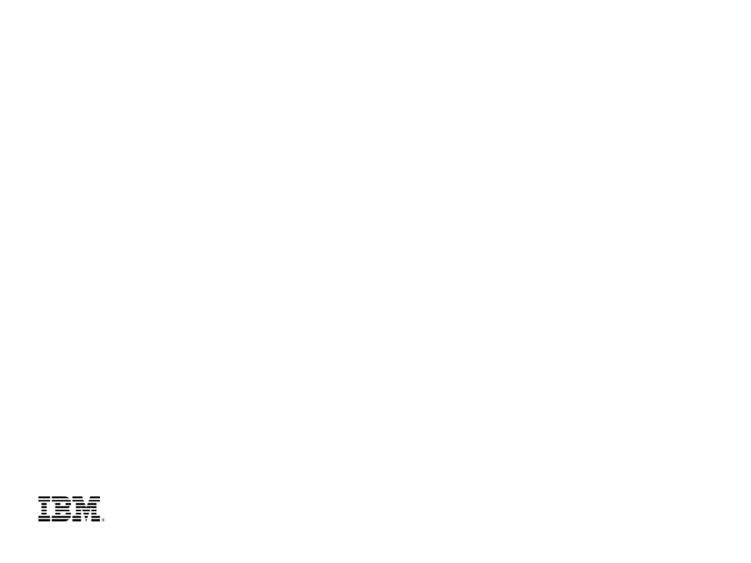IBM